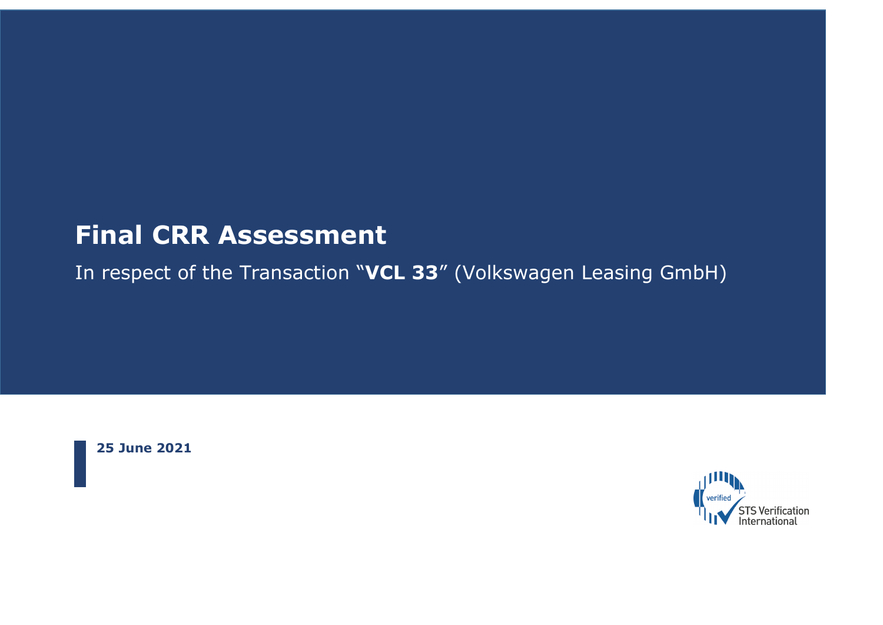# Final CRR Assessment

In respect of the Transaction "**VCL 33**" (Volkswagen Leasing GmbH)

**25 June 2021**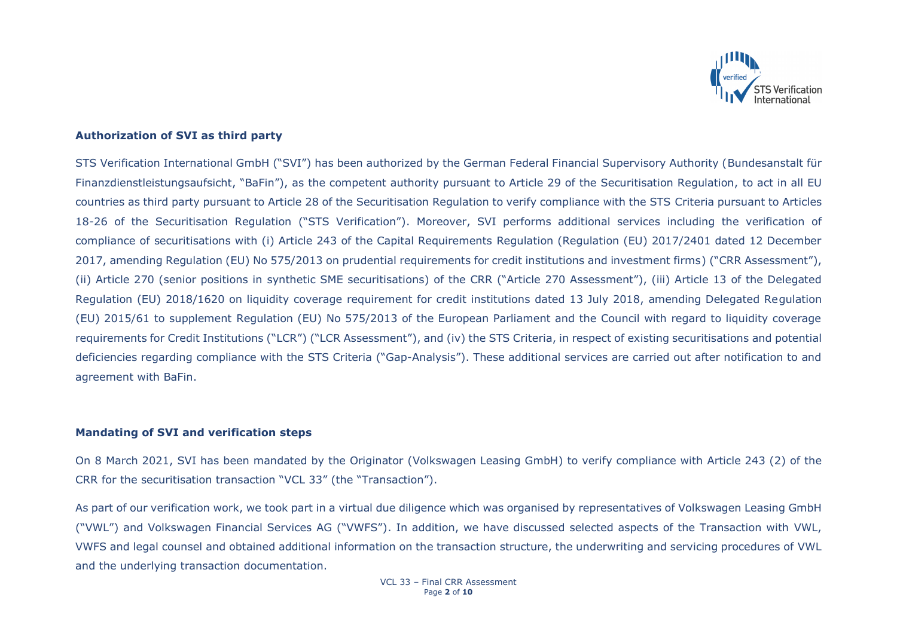### Authorization of SVI as third party

STS Verification International GmbH ("SVI") has been authorized by the German Federal Financial Supervisory Authority (Bundesanstalt für Finanzdienstleistungsaufsicht, "BaFin"), as the competent authority pursuant to Article 29 of the Securitisation Regulation, to act in all EU countries as third party pursuant to Article 28 of the Securitisation Regulation to verify compliance with the STS Criteria pursuant to Articles 18-26 of the Securitisation Regulation ("STS Verification"). Moreover, SVI performs additional services including the verification of compliance of securitisations with (i) Article 243 of the Capital Requirements Regulation (Regulation (EU) 2017/2401 dated 12 December 2017, amending Regulation (EU) No 575/2013 on prudential requirements for credit institutions and investment firms) ("CRR Assessment"), (ii) Article 270 (senior positions in synthetic SME securitisations) of the CRR ("Article 270 Assessment"), (iii) Article 13 of the Delegated Regulation (EU) 2018/1620 on liquidity coverage requirement for credit institutions dated 13 July 2018, amending Delegated Regulation (EU) 2015/61 to supplement Regulation (EU) No 575/2013 of the European Parliament and the Council with regard to liquidity coverage requirements for Credit Institutions ("LCR") ("LCR Assessment"), and (iv) the STS Criteria, in respect of existing securitisations and potential deficiencies regarding compliance with the STS Criteria ("Gap-Analysis"). These additional services are carried out after notification to and agreement with BaFin.

### Mandating of SVI and verification steps

On 8 March 2021, SVI has been mandated by the Originator (Volkswagen Leasing GmbH) to verify compliance with Article 243 (2) of the CRR for the securitisation transaction "VCL 33" (the "Transaction").

As part of our verification work, we took part in a virtual due diligence which was organised by representatives of Volkswagen Leasing GmbH ("VWL") and Volkswagen Financial Services AG ("VWFS"). In addition, we have discussed selected aspects of the Transaction with VWL, VWFS and legal counsel and obtained additional information on the transaction structure, the underwriting and servicing procedures of VWL and the underlying transaction documentation.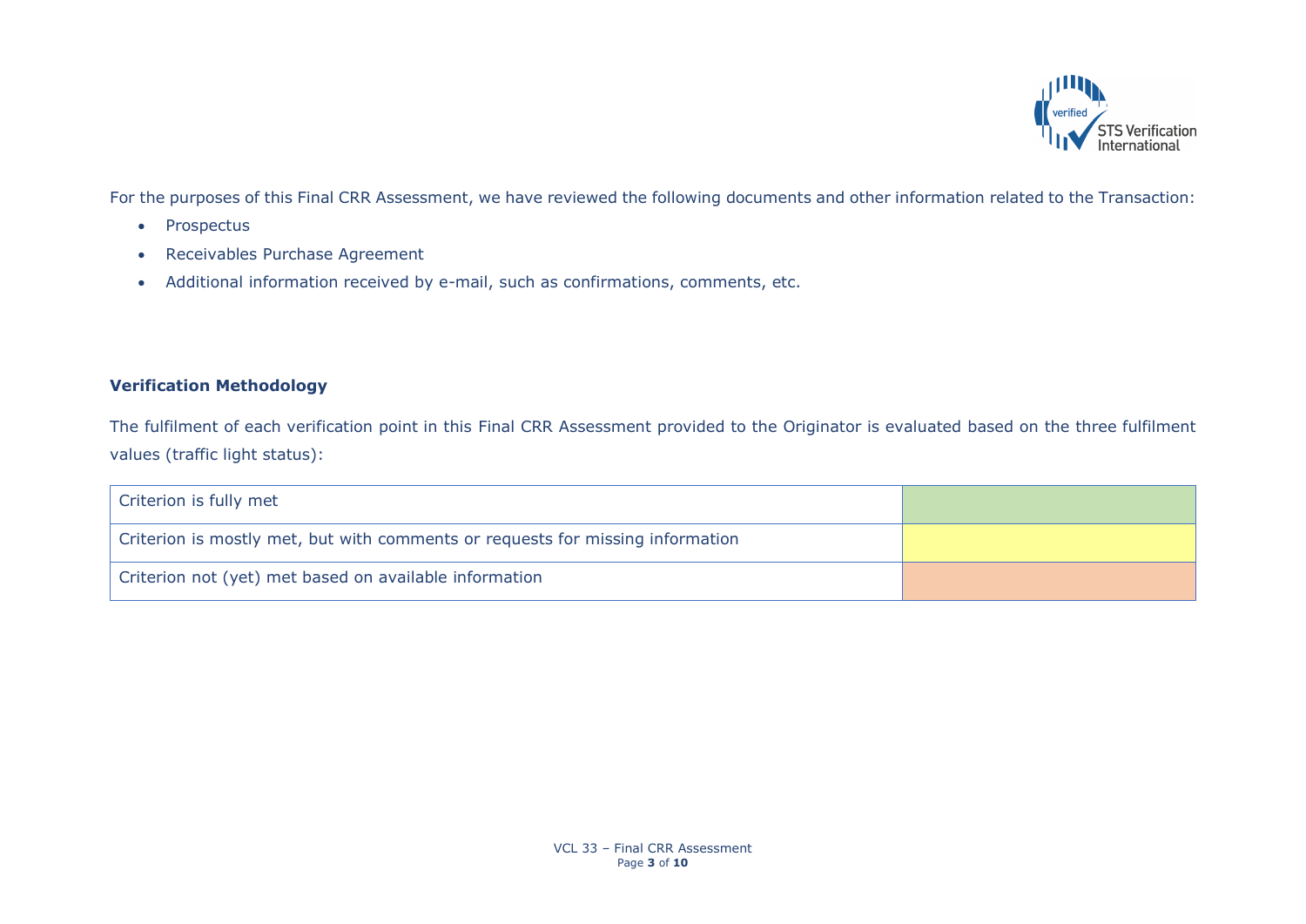For the purposes of this Final CRR Assessment, we have reviewed the following documents and other information related to the Transaction:

- Prospectus
- Receivables Purchase Agreement
- Additional information received by e-mail, such as confirmations, comments, etc.

**Verification Methodology**

The fulfilment of each verification point in this Final CRR Assessment provided to the Originator is evaluated based on the three fulfilment values (traffic light status):

| Criterion | Status |
| --- | --- |
| Criterion is fully met | (green) |
| Criterion is mostly met, but with comments or requests for missing information | (yellow) |
| Criterion not (yet) met based on available information | (orange) |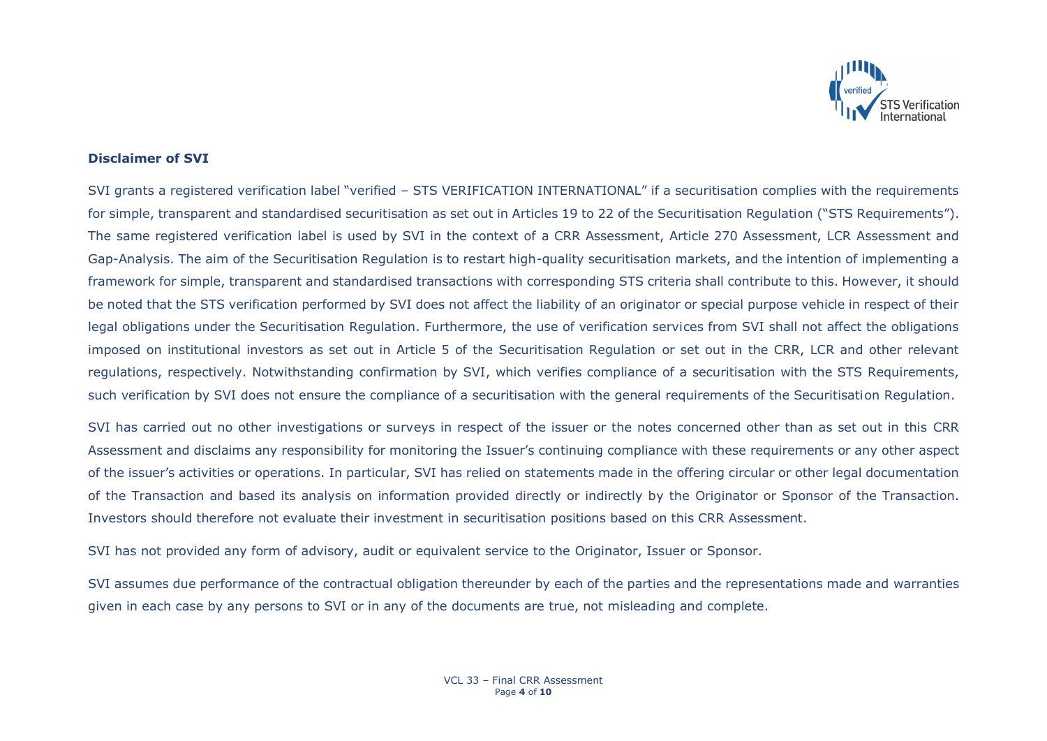## Disclaimer of SVI

SVI grants a registered verification label "verified – STS VERIFICATION INTERNATIONAL" if a securitisation complies with the requirements for simple, transparent and standardised securitisation as set out in Articles 19 to 22 of the Securitisation Regulation ("STS Requirements"). The same registered verification label is used by SVI in the context of a CRR Assessment, Article 270 Assessment, LCR Assessment and Gap-Analysis. The aim of the Securitisation Regulation is to restart high-quality securitisation markets, and the intention of implementing a framework for simple, transparent and standardised transactions with corresponding STS criteria shall contribute to this. However, it should be noted that the STS verification performed by SVI does not affect the liability of an originator or special purpose vehicle in respect of their legal obligations under the Securitisation Regulation. Furthermore, the use of verification services from SVI shall not affect the obligations imposed on institutional investors as set out in Article 5 of the Securitisation Regulation or set out in the CRR, LCR and other relevant regulations, respectively. Notwithstanding confirmation by SVI, which verifies compliance of a securitisation with the STS Requirements, such verification by SVI does not ensure the compliance of a securitisation with the general requirements of the Securitisation Regulation.

SVI has carried out no other investigations or surveys in respect of the issuer or the notes concerned other than as set out in this CRR Assessment and disclaims any responsibility for monitoring the Issuer's continuing compliance with these requirements or any other aspect of the issuer's activities or operations. In particular, SVI has relied on statements made in the offering circular or other legal documentation of the Transaction and based its analysis on information provided directly or indirectly by the Originator or Sponsor of the Transaction. Investors should therefore not evaluate their investment in securitisation positions based on this CRR Assessment.

SVI has not provided any form of advisory, audit or equivalent service to the Originator, Issuer or Sponsor.

SVI assumes due performance of the contractual obligation thereunder by each of the parties and the representations made and warranties given in each case by any persons to SVI or in any of the documents are true, not misleading and complete.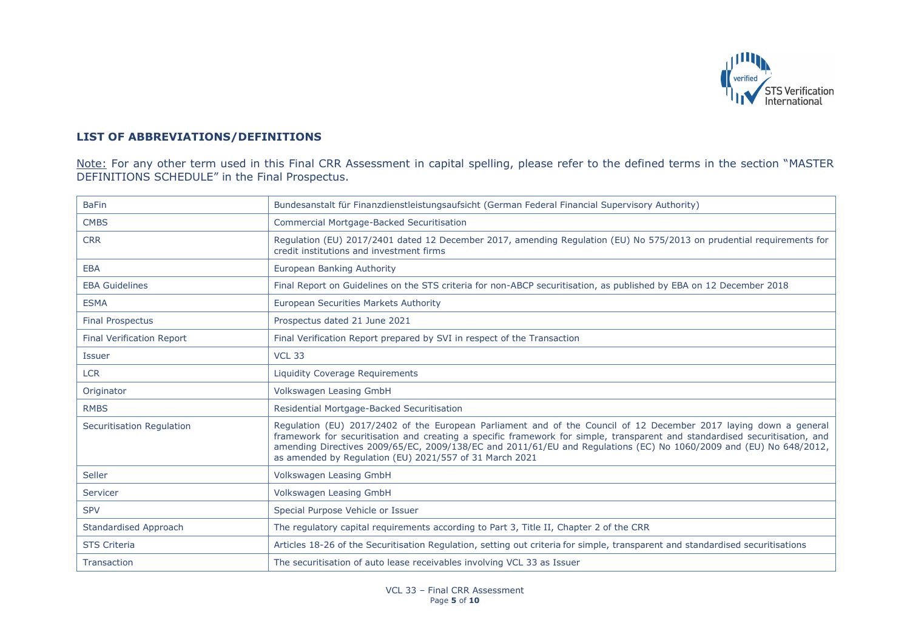## LIST OF ABBREVIATIONS/DEFINITIONS

Note: For any other term used in this Final CRR Assessment in capital spelling, please refer to the defined terms in the section "MASTER DEFINITIONS SCHEDULE" in the Final Prospectus.

| | |
|---|---|
| BaFin | Bundesanstalt für Finanzdienstleistungsaufsicht (German Federal Financial Supervisory Authority) |
| CMBS | Commercial Mortgage-Backed Securitisation |
| CRR | Regulation (EU) 2017/2401 dated 12 December 2017, amending Regulation (EU) No 575/2013 on prudential requirements for credit institutions and investment firms |
| EBA | European Banking Authority |
| EBA Guidelines | Final Report on Guidelines on the STS criteria for non-ABCP securitisation, as published by EBA on 12 December 2018 |
| ESMA | European Securities Markets Authority |
| Final Prospectus | Prospectus dated 21 June 2021 |
| Final Verification Report | Final Verification Report prepared by SVI in respect of the Transaction |
| Issuer | VCL 33 |
| LCR | Liquidity Coverage Requirements |
| Originator | Volkswagen Leasing GmbH |
| RMBS | Residential Mortgage-Backed Securitisation |
| Securitisation Regulation | Regulation (EU) 2017/2402 of the European Parliament and of the Council of 12 December 2017 laying down a general framework for securitisation and creating a specific framework for simple, transparent and standardised securitisation, and amending Directives 2009/65/EC, 2009/138/EC and 2011/61/EU and Regulations (EC) No 1060/2009 and (EU) No 648/2012, as amended by Regulation (EU) 2021/557 of 31 March 2021 |
| Seller | Volkswagen Leasing GmbH |
| Servicer | Volkswagen Leasing GmbH |
| SPV | Special Purpose Vehicle or Issuer |
| Standardised Approach | The regulatory capital requirements according to Part 3, Title II, Chapter 2 of the CRR |
| STS Criteria | Articles 18-26 of the Securitisation Regulation, setting out criteria for simple, transparent and standardised securitisations |
| Transaction | The securitisation of auto lease receivables involving VCL 33 as Issuer |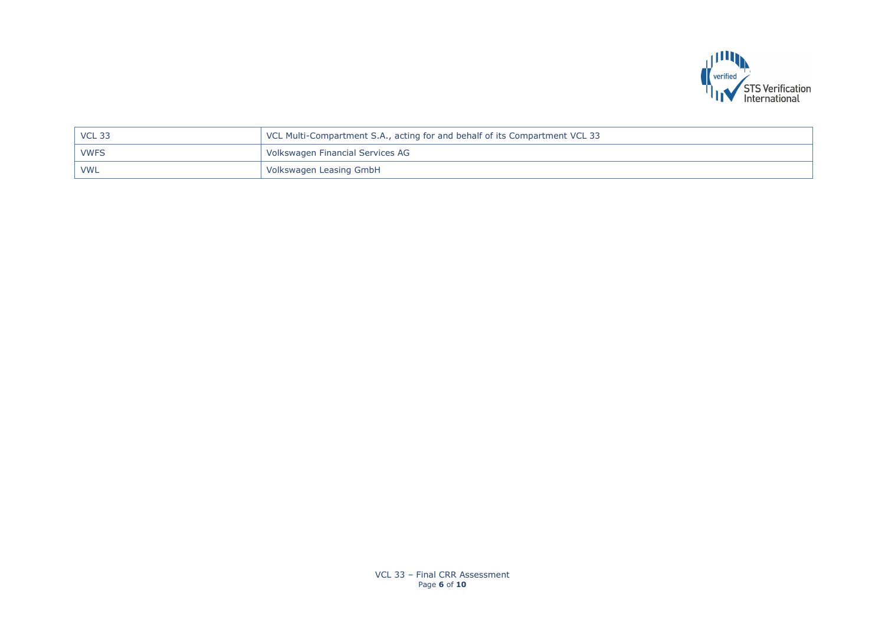| | |
|---|---|
| VCL 33 | VCL Multi-Compartment S.A., acting for and behalf of its Compartment VCL 33 |
| VWFS | Volkswagen Financial Services AG |
| VWL | Volkswagen Leasing GmbH |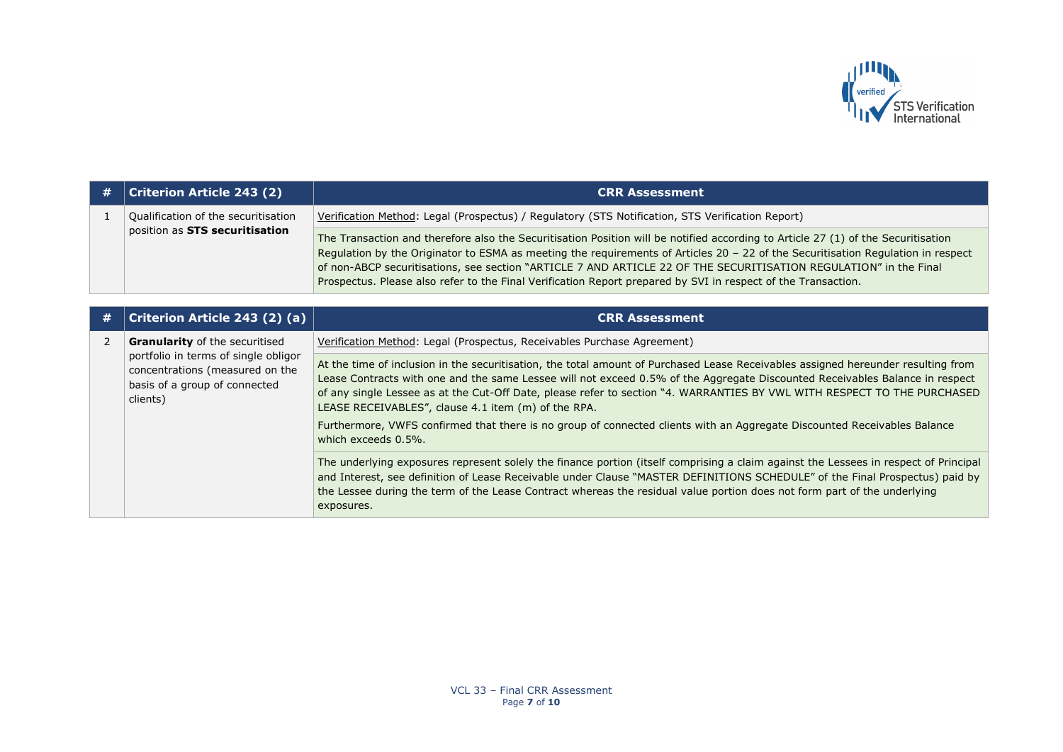| # | Criterion Article 243 (2) | CRR Assessment |
| --- | --- | --- |
| 1 | Qualification of the securitisation position as **STS securitisation** | Verification Method: Legal (Prospectus) / Regulatory (STS Notification, STS Verification Report) |
| | | The Transaction and therefore also the Securitisation Position will be notified according to Article 27 (1) of the Securitisation Regulation by the Originator to ESMA as meeting the requirements of Articles 20 – 22 of the Securitisation Regulation in respect of non-ABCP securitisations, see section "ARTICLE 7 AND ARTICLE 22 OF THE SECURITISATION REGULATION" in the Final Prospectus. Please also refer to the Final Verification Report prepared by SVI in respect of the Transaction. |

| # | Criterion Article 243 (2) (a) | CRR Assessment |
| --- | --- | --- |
| 2 | **Granularity** of the securitised portfolio in terms of single obligor concentrations (measured on the basis of a group of connected clients) | Verification Method: Legal (Prospectus, Receivables Purchase Agreement) |
| | | At the time of inclusion in the securitisation, the total amount of Purchased Lease Receivables assigned hereunder resulting from Lease Contracts with one and the same Lessee will not exceed 0.5% of the Aggregate Discounted Receivables Balance in respect of any single Lessee as at the Cut-Off Date, please refer to section "4. WARRANTIES BY VWL WITH RESPECT TO THE PURCHASED LEASE RECEIVABLES", clause 4.1 item (m) of the RPA.<br><br>Furthermore, VWFS confirmed that there is no group of connected clients with an Aggregate Discounted Receivables Balance which exceeds 0.5%. |
| | | The underlying exposures represent solely the finance portion (itself comprising a claim against the Lessees in respect of Principal and Interest, see definition of Lease Receivable under Clause "MASTER DEFINITIONS SCHEDULE" of the Final Prospectus) paid by the Lessee during the term of the Lease Contract whereas the residual value portion does not form part of the underlying exposures. |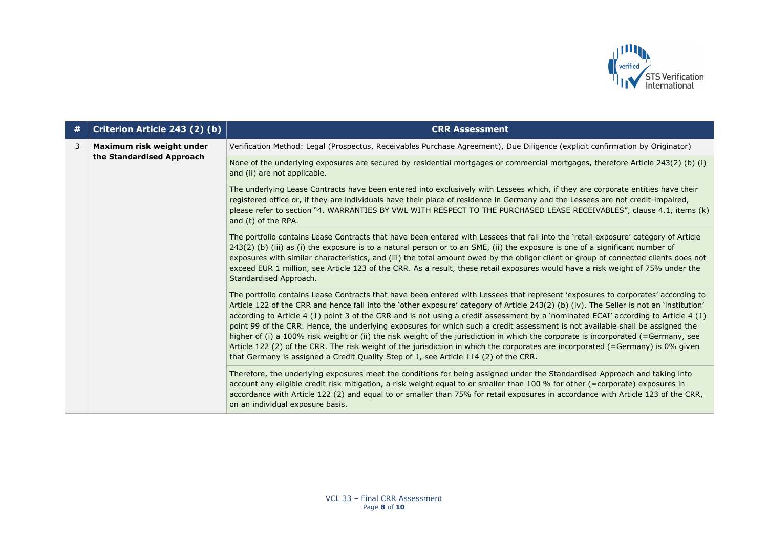| # | Criterion Article 243 (2) (b) | CRR Assessment |
|---|---|---|
| 3 | **Maximum risk weight under the Standardised Approach** | Verification Method: Legal (Prospectus, Receivables Purchase Agreement), Due Diligence (explicit confirmation by Originator) |
| | | None of the underlying exposures are secured by residential mortgages or commercial mortgages, therefore Article 243(2) (b) (i) and (ii) are not applicable.<br><br>The underlying Lease Contracts have been entered into exclusively with Lessees which, if they are corporate entities have their registered office or, if they are individuals have their place of residence in Germany and the Lessees are not credit-impaired, please refer to section "4. WARRANTIES BY VWL WITH RESPECT TO THE PURCHASED LEASE RECEIVABLES", clause 4.1, items (k) and (t) of the RPA. |
| | | The portfolio contains Lease Contracts that have been entered with Lessees that fall into the 'retail exposure' category of Article 243(2) (b) (iii) as (i) the exposure is to a natural person or to an SME, (ii) the exposure is one of a significant number of exposures with similar characteristics, and (iii) the total amount owed by the obligor client or group of connected clients does not exceed EUR 1 million, see Article 123 of the CRR. As a result, these retail exposures would have a risk weight of 75% under the Standardised Approach. |
| | | The portfolio contains Lease Contracts that have been entered with Lessees that represent 'exposures to corporates' according to Article 122 of the CRR and hence fall into the 'other exposure' category of Article 243(2) (b) (iv). The Seller is not an 'institution' according to Article 4 (1) point 3 of the CRR and is not using a credit assessment by a 'nominated ECAI' according to Article 4 (1) point 99 of the CRR. Hence, the underlying exposures for which such a credit assessment is not available shall be assigned the higher of (i) a 100% risk weight or (ii) the risk weight of the jurisdiction in which the corporate is incorporated (=Germany, see Article 122 (2) of the CRR. The risk weight of the jurisdiction in which the corporates are incorporated (=Germany) is 0% given that Germany is assigned a Credit Quality Step of 1, see Article 114 (2) of the CRR. |
| | | Therefore, the underlying exposures meet the conditions for being assigned under the Standardised Approach and taking into account any eligible credit risk mitigation, a risk weight equal to or smaller than 100 % for other (=corporate) exposures in accordance with Article 122 (2) and equal to or smaller than 75% for retail exposures in accordance with Article 123 of the CRR, on an individual exposure basis. |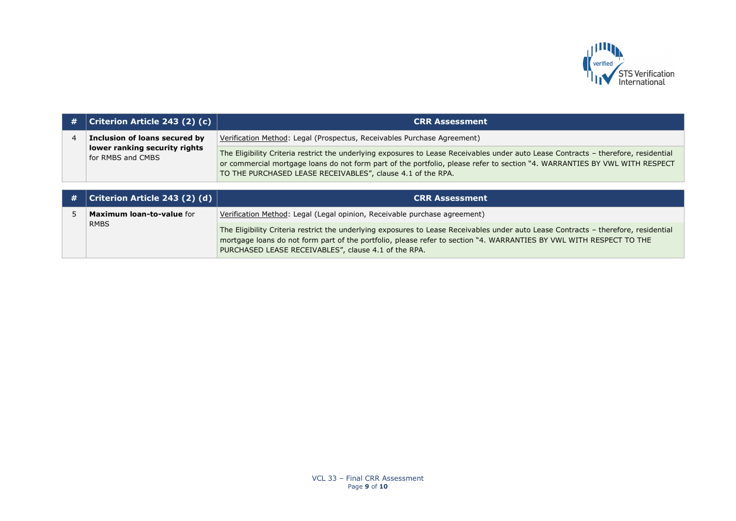| # | Criterion Article 243 (2) (c) | CRR Assessment |
|---|---|---|
| 4 | **Inclusion of loans secured by lower ranking security rights** for RMBS and CMBS | Verification Method: Legal (Prospectus, Receivables Purchase Agreement) |
| | | The Eligibility Criteria restrict the underlying exposures to Lease Receivables under auto Lease Contracts – therefore, residential or commercial mortgage loans do not form part of the portfolio, please refer to section "4. WARRANTIES BY VWL WITH RESPECT TO THE PURCHASED LEASE RECEIVABLES", clause 4.1 of the RPA. |

| # | Criterion Article 243 (2) (d) | CRR Assessment |
|---|---|---|
| 5 | **Maximum loan-to-value** for RMBS | Verification Method: Legal (Legal opinion, Receivable purchase agreement) |
| | | The Eligibility Criteria restrict the underlying exposures to Lease Receivables under auto Lease Contracts – therefore, residential mortgage loans do not form part of the portfolio, please refer to section "4. WARRANTIES BY VWL WITH RESPECT TO THE PURCHASED LEASE RECEIVABLES", clause 4.1 of the RPA. |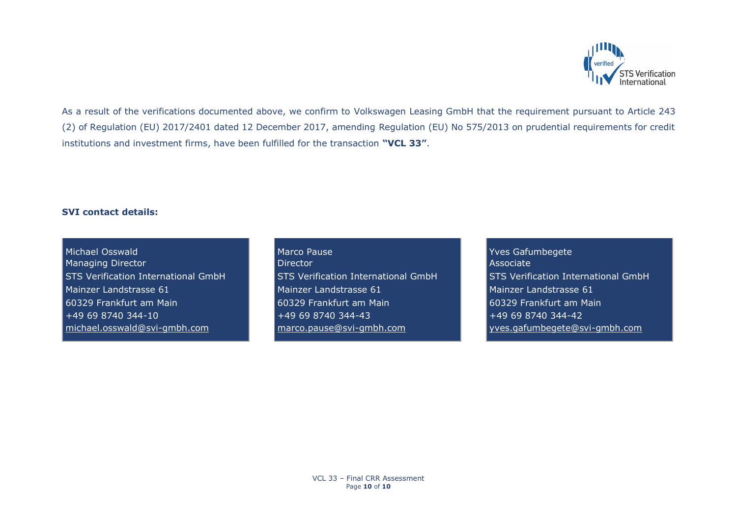As a result of the verifications documented above, we confirm to Volkswagen Leasing GmbH that the requirement pursuant to Article 243 (2) of Regulation (EU) 2017/2401 dated 12 December 2017, amending Regulation (EU) No 575/2013 on prudential requirements for credit institutions and investment firms, have been fulfilled for the transaction **"VCL 33"**.

**SVI contact details:**

| | | |
|---|---|---|
| Michael Osswald<br>Managing Director<br>STS Verification International GmbH<br>Mainzer Landstrasse 61<br>60329 Frankfurt am Main<br>+49 69 8740 344-10<br>michael.osswald@svi-gmbh.com | Marco Pause<br>Director<br>STS Verification International GmbH<br>Mainzer Landstrasse 61<br>60329 Frankfurt am Main<br>+49 69 8740 344-43<br>marco.pause@svi-gmbh.com | Yves Gafumbegete<br>Associate<br>STS Verification International GmbH<br>Mainzer Landstrasse 61<br>60329 Frankfurt am Main<br>+49 69 8740 344-42<br>yves.gafumbegete@svi-gmbh.com |